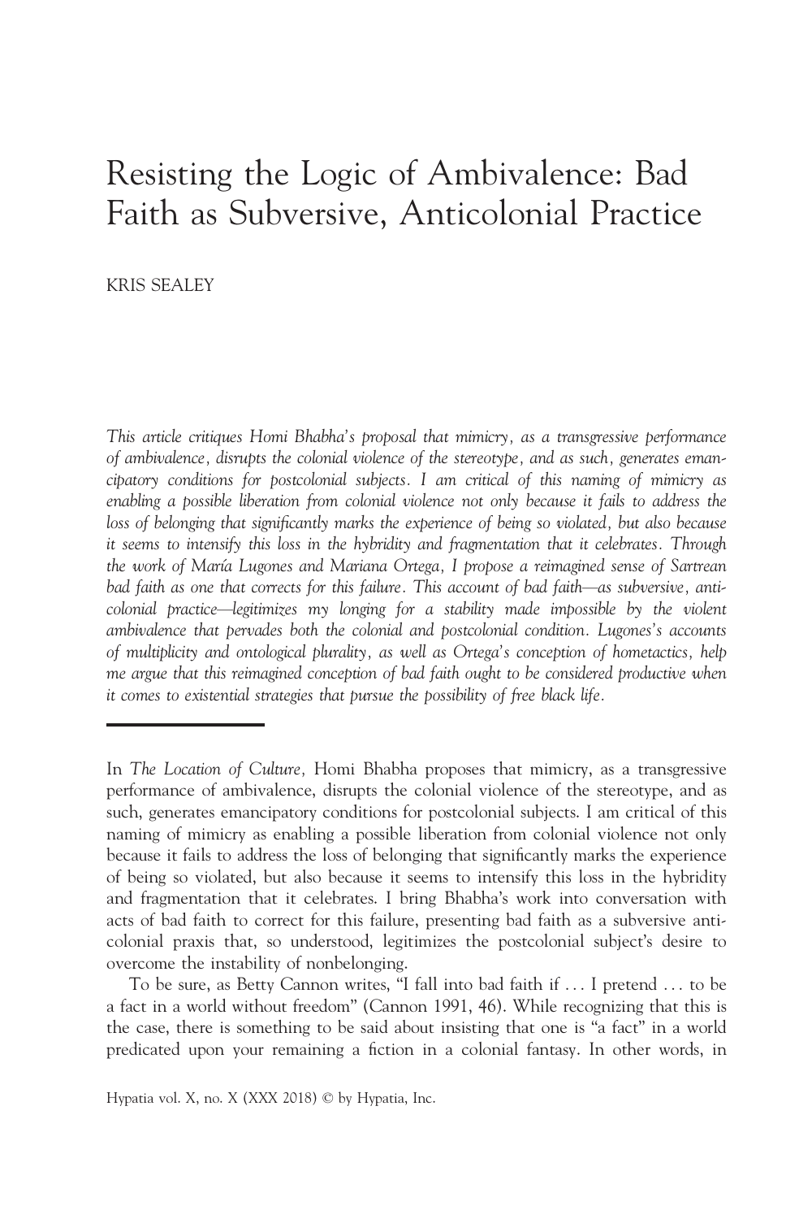# Resisting the Logic of Ambivalence: Bad Faith as Subversive, Anticolonial Practice

KRIS SEALEY

*This article critiques Homi Bhabha's proposal that mimicry, as a transgressive performance of ambivalence, disrupts the colonial violence of the stereotype, and as such, generates emancipatory conditions for postcolonial subjects. I am critical of this naming of mimicry as enabling a possible liberation from colonial violence not only because it fails to address the loss of belonging that significantly marks the experience of being so violated, but also because it seems to intensify this loss in the hybridity and fragmentation that it celebrates. Through the work of María Lugones and Mariana Ortega, I propose a reimagined sense of Sartrean bad faith as one that corrects for this failure. This account of bad faith—as subversive, anticolonial practice—legitimizes my longing for a stability made impossible by the violent ambivalence that pervades both the colonial and postcolonial condition. Lugones's accounts of multiplicity and ontological plurality, as well as Ortega's conception of hometactics, help me argue that this reimagined conception of bad faith ought to be considered productive when it comes to existential strategies that pursue the possibility of free black life.*

---

In *The Location of Culture,* Homi Bhabha proposes that mimicry, as a transgressive performance of ambivalence, disrupts the colonial violence of the stereotype, and as such, generates emancipatory conditions for postcolonial subjects. I am critical of this naming of mimicry as enabling a possible liberation from colonial violence not only because it fails to address the loss of belonging that significantly marks the experience of being so violated, but also because it seems to intensify this loss in the hybridity and fragmentation that it celebrates. I bring Bhabha's work into conversation with acts of bad faith to correct for this failure, presenting bad faith as a subversive anticolonial praxis that, so understood, legitimizes the postcolonial subject's desire to overcome the instability of nonbelonging.

To be sure, as Betty Cannon writes, "I fall into bad faith if . . . I pretend . . . to be a fact in a world without freedom" (Cannon 1991, 46). While recognizing that this is the case, there is something to be said about insisting that one is "a fact" in a world predicated upon your remaining a fiction in a colonial fantasy. In other words, in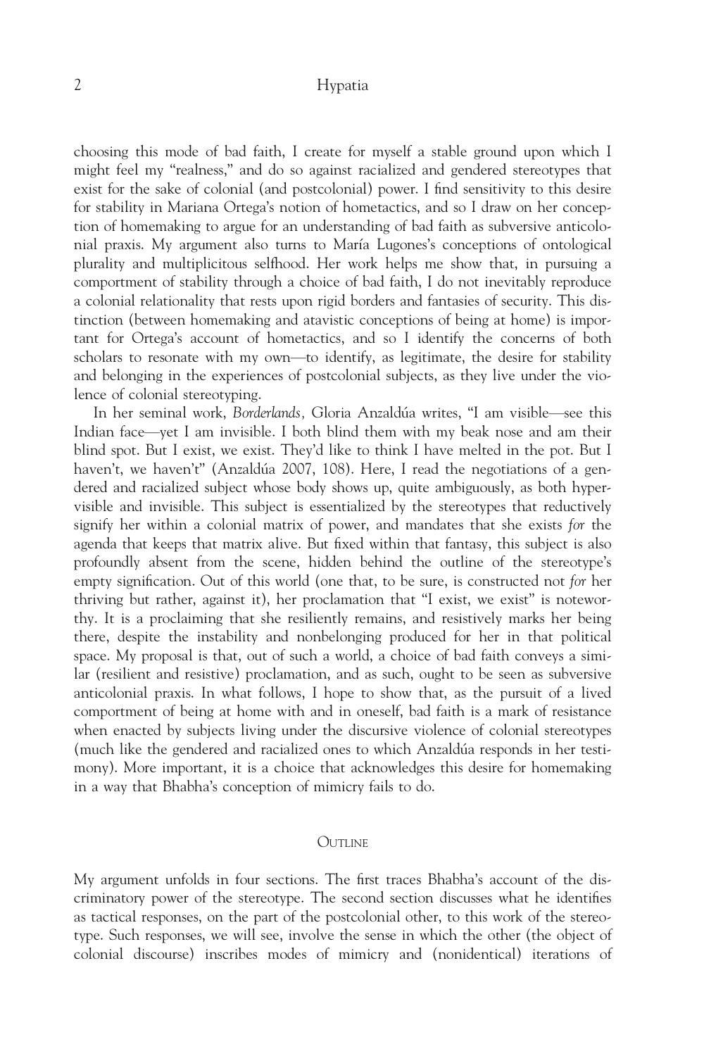choosing this mode of bad faith, I create for myself a stable ground upon which I might feel my "realness," and do so against racialized and gendered stereotypes that exist for the sake of colonial (and postcolonial) power. I find sensitivity to this desire for stability in Mariana Ortega's notion of hometactics, and so I draw on her conception of homemaking to argue for an understanding of bad faith as subversive anticolonial praxis. My argument also turns to María Lugones's conceptions of ontological plurality and multiplicitous selfhood. Her work helps me show that, in pursuing a comportment of stability through a choice of bad faith, I do not inevitably reproduce a colonial relationality that rests upon rigid borders and fantasies of security. This distinction (between homemaking and atavistic conceptions of being at home) is important for Ortega's account of hometactics, and so I identify the concerns of both scholars to resonate with my own—to identify, as legitimate, the desire for stability and belonging in the experiences of postcolonial subjects, as they live under the violence of colonial stereotyping.

In her seminal work, *Borderlands,* Gloria Anzaldúa writes, "I am visible—see this Indian face—yet I am invisible. I both blind them with my beak nose and am their blind spot. But I exist, we exist. They'd like to think I have melted in the pot. But I haven't, we haven't" (Anzaldúa 2007, 108). Here, I read the negotiations of a gendered and racialized subject whose body shows up, quite ambiguously, as both hypervisible and invisible. This subject is essentialized by the stereotypes that reductively signify her within a colonial matrix of power, and mandates that she exists *for* the agenda that keeps that matrix alive. But fixed within that fantasy, this subject is also profoundly absent from the scene, hidden behind the outline of the stereotype's empty signification. Out of this world (one that, to be sure, is constructed not *for* her thriving but rather, against it), her proclamation that "I exist, we exist" is noteworthy. It is a proclaiming that she resiliently remains, and resistively marks her being there, despite the instability and nonbelonging produced for her in that political space. My proposal is that, out of such a world, a choice of bad faith conveys a similar (resilient and resistive) proclamation, and as such, ought to be seen as subversive anticolonial praxis. In what follows, I hope to show that, as the pursuit of a lived comportment of being at home with and in oneself, bad faith is a mark of resistance when enacted by subjects living under the discursive violence of colonial stereotypes (much like the gendered and racialized ones to which Anzaldúa responds in her testimony). More important, it is a choice that acknowledges this desire for homemaking in a way that Bhabha's conception of mimicry fails to do.

## Outline

My argument unfolds in four sections. The first traces Bhabha's account of the discriminatory power of the stereotype. The second section discusses what he identifies as tactical responses, on the part of the postcolonial other, to this work of the stereotype. Such responses, we will see, involve the sense in which the other (the object of colonial discourse) inscribes modes of mimicry and (nonidentical) iterations of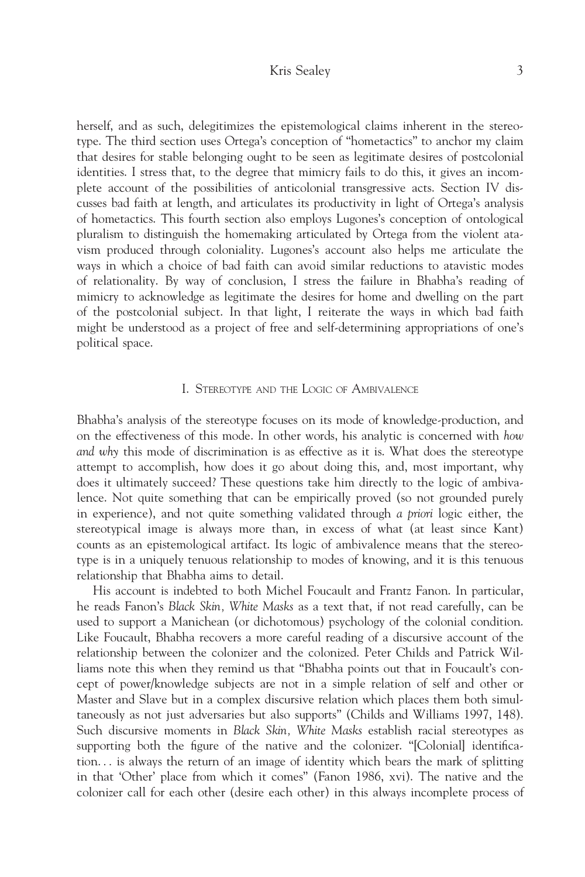herself, and as such, delegitimizes the epistemological claims inherent in the stereotype. The third section uses Ortega's conception of "hometactics" to anchor my claim that desires for stable belonging ought to be seen as legitimate desires of postcolonial identities. I stress that, to the degree that mimicry fails to do this, it gives an incomplete account of the possibilities of anticolonial transgressive acts. Section IV discusses bad faith at length, and articulates its productivity in light of Ortega's analysis of hometactics. This fourth section also employs Lugones's conception of ontological pluralism to distinguish the homemaking articulated by Ortega from the violent atavism produced through coloniality. Lugones's account also helps me articulate the ways in which a choice of bad faith can avoid similar reductions to atavistic modes of relationality. By way of conclusion, I stress the failure in Bhabha's reading of mimicry to acknowledge as legitimate the desires for home and dwelling on the part of the postcolonial subject. In that light, I reiterate the ways in which bad faith might be understood as a project of free and self-determining appropriations of one's political space.

## I. Stereotype and the Logic of Ambivalence

Bhabha's analysis of the stereotype focuses on its mode of knowledge-production, and on the effectiveness of this mode. In other words, his analytic is concerned with *how and why* this mode of discrimination is as effective as it is. What does the stereotype attempt to accomplish, how does it go about doing this, and, most important, why does it ultimately succeed? These questions take him directly to the logic of ambivalence. Not quite something that can be empirically proved (so not grounded purely in experience), and not quite something validated through *a priori* logic either, the stereotypical image is always more than, in excess of what (at least since Kant) counts as an epistemological artifact. Its logic of ambivalence means that the stereotype is in a uniquely tenuous relationship to modes of knowing, and it is this tenuous relationship that Bhabha aims to detail.

His account is indebted to both Michel Foucault and Frantz Fanon. In particular, he reads Fanon's *Black Skin, White Masks* as a text that, if not read carefully, can be used to support a Manichean (or dichotomous) psychology of the colonial condition. Like Foucault, Bhabha recovers a more careful reading of a discursive account of the relationship between the colonizer and the colonized. Peter Childs and Patrick Williams note this when they remind us that "Bhabha points out that in Foucault's concept of power/knowledge subjects are not in a simple relation of self and other or Master and Slave but in a complex discursive relation which places them both simultaneously as not just adversaries but also supports" (Childs and Williams 1997, 148). Such discursive moments in *Black Skin, White Masks* establish racial stereotypes as supporting both the figure of the native and the colonizer. "[Colonial] identification. . . is always the return of an image of identity which bears the mark of splitting in that 'Other' place from which it comes" (Fanon 1986, xvi). The native and the colonizer call for each other (desire each other) in this always incomplete process of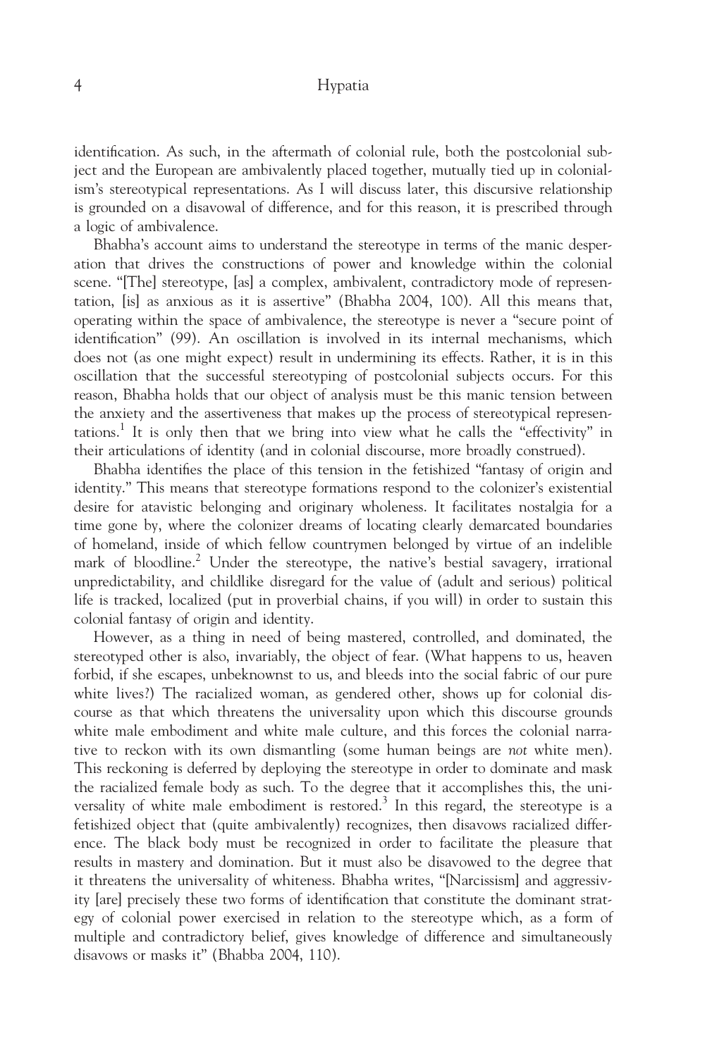identification. As such, in the aftermath of colonial rule, both the postcolonial subject and the European are ambivalently placed together, mutually tied up in colonialism's stereotypical representations. As I will discuss later, this discursive relationship is grounded on a disavowal of difference, and for this reason, it is prescribed through a logic of ambivalence.

Bhabha's account aims to understand the stereotype in terms of the manic desperation that drives the constructions of power and knowledge within the colonial scene. "[The] stereotype, [as] a complex, ambivalent, contradictory mode of representation, [is] as anxious as it is assertive" (Bhabha 2004, 100). All this means that, operating within the space of ambivalence, the stereotype is never a "secure point of identification" (99). An oscillation is involved in its internal mechanisms, which does not (as one might expect) result in undermining its effects. Rather, it is in this oscillation that the successful stereotyping of postcolonial subjects occurs. For this reason, Bhabha holds that our object of analysis must be this manic tension between the anxiety and the assertiveness that makes up the process of stereotypical representations.[1] It is only then that we bring into view what he calls the "effectivity" in their articulations of identity (and in colonial discourse, more broadly construed).

Bhabha identifies the place of this tension in the fetishized "fantasy of origin and identity." This means that stereotype formations respond to the colonizer's existential desire for atavistic belonging and originary wholeness. It facilitates nostalgia for a time gone by, where the colonizer dreams of locating clearly demarcated boundaries of homeland, inside of which fellow countrymen belonged by virtue of an indelible mark of bloodline.[2] Under the stereotype, the native's bestial savagery, irrational unpredictability, and childlike disregard for the value of (adult and serious) political life is tracked, localized (put in proverbial chains, if you will) in order to sustain this colonial fantasy of origin and identity.

However, as a thing in need of being mastered, controlled, and dominated, the stereotyped other is also, invariably, the object of fear. (What happens to us, heaven forbid, if she escapes, unbeknownst to us, and bleeds into the social fabric of our pure white lives?) The racialized woman, as gendered other, shows up for colonial discourse as that which threatens the universality upon which this discourse grounds white male embodiment and white male culture, and this forces the colonial narrative to reckon with its own dismantling (some human beings are *not* white men). This reckoning is deferred by deploying the stereotype in order to dominate and mask the racialized female body as such. To the degree that it accomplishes this, the universality of white male embodiment is restored.[3] In this regard, the stereotype is a fetishized object that (quite ambivalently) recognizes, then disavows racialized difference. The black body must be recognized in order to facilitate the pleasure that results in mastery and domination. But it must also be disavowed to the degree that it threatens the universality of whiteness. Bhabha writes, "[Narcissism] and aggressivity [are] precisely these two forms of identification that constitute the dominant strategy of colonial power exercised in relation to the stereotype which, as a form of multiple and contradictory belief, gives knowledge of difference and simultaneously disavows or masks it" (Bhabba 2004, 110).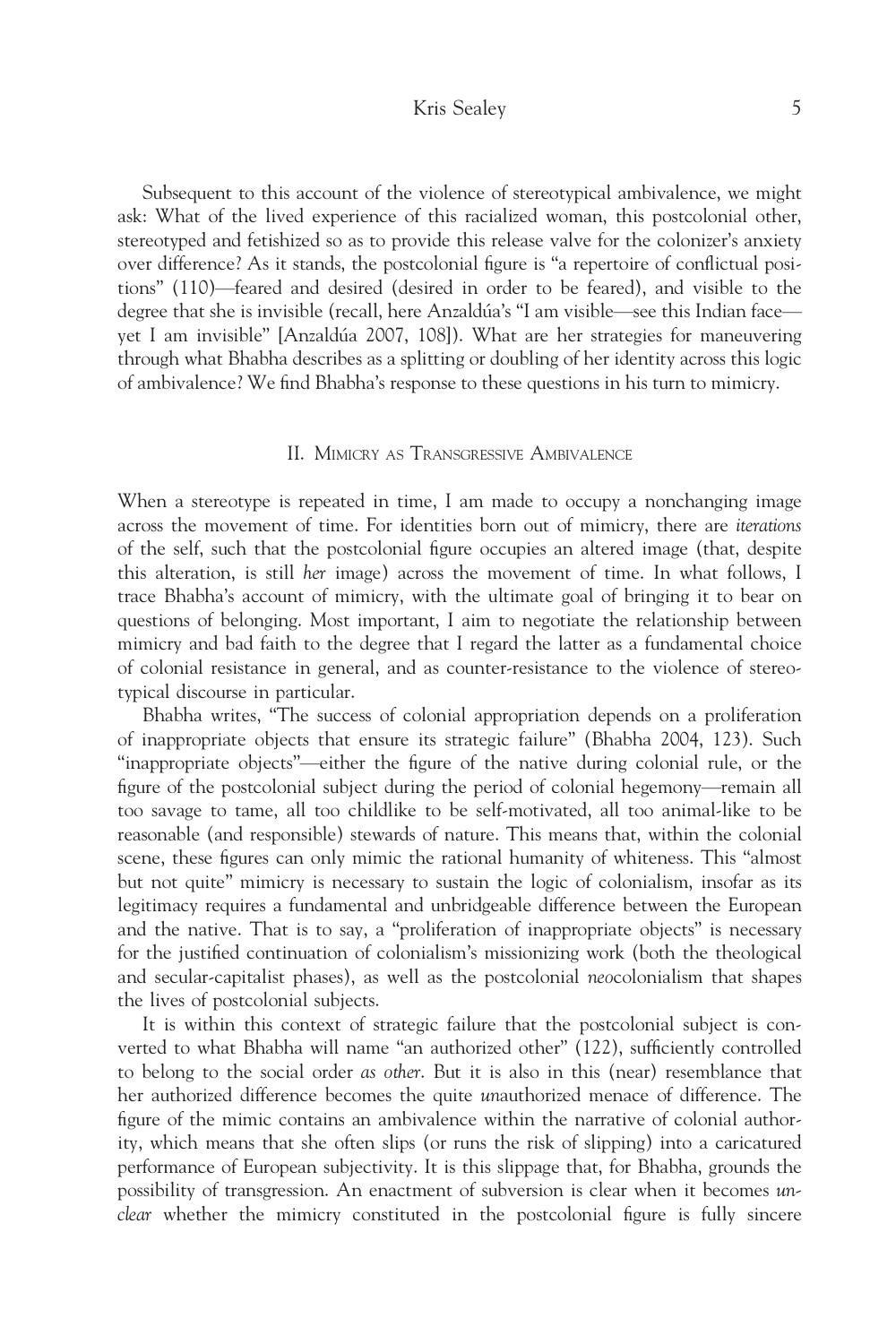Subsequent to this account of the violence of stereotypical ambivalence, we might ask: What of the lived experience of this racialized woman, this postcolonial other, stereotyped and fetishized so as to provide this release valve for the colonizer's anxiety over difference? As it stands, the postcolonial figure is "a repertoire of conflictual positions" (110)—feared and desired (desired in order to be feared), and visible to the degree that she is invisible (recall, here Anzaldúa's "I am visible—see this Indian face—yet I am invisible" [Anzaldúa 2007, 108]). What are her strategies for maneuvering through what Bhabha describes as a splitting or doubling of her identity across this logic of ambivalence? We find Bhabha's response to these questions in his turn to mimicry.

## II. Mimicry as Transgressive Ambivalence

When a stereotype is repeated in time, I am made to occupy a nonchanging image across the movement of time. For identities born out of mimicry, there are *iterations* of the self, such that the postcolonial figure occupies an altered image (that, despite this alteration, is still *her* image) across the movement of time. In what follows, I trace Bhabha's account of mimicry, with the ultimate goal of bringing it to bear on questions of belonging. Most important, I aim to negotiate the relationship between mimicry and bad faith to the degree that I regard the latter as a fundamental choice of colonial resistance in general, and as counter-resistance to the violence of stereotypical discourse in particular.

Bhabha writes, "The success of colonial appropriation depends on a proliferation of inappropriate objects that ensure its strategic failure" (Bhabha 2004, 123). Such "inappropriate objects"—either the figure of the native during colonial rule, or the figure of the postcolonial subject during the period of colonial hegemony—remain all too savage to tame, all too childlike to be self-motivated, all too animal-like to be reasonable (and responsible) stewards of nature. This means that, within the colonial scene, these figures can only mimic the rational humanity of whiteness. This "almost but not quite" mimicry is necessary to sustain the logic of colonialism, insofar as its legitimacy requires a fundamental and unbridgeable difference between the European and the native. That is to say, a "proliferation of inappropriate objects" is necessary for the justified continuation of colonialism's missionizing work (both the theological and secular-capitalist phases), as well as the postcolonial *neo*colonialism that shapes the lives of postcolonial subjects.

It is within this context of strategic failure that the postcolonial subject is converted to what Bhabha will name "an authorized other" (122), sufficiently controlled to belong to the social order *as other*. But it is also in this (near) resemblance that her authorized difference becomes the quite *un*authorized menace of difference. The figure of the mimic contains an ambivalence within the narrative of colonial authority, which means that she often slips (or runs the risk of slipping) into a caricatured performance of European subjectivity. It is this slippage that, for Bhabha, grounds the possibility of transgression. An enactment of subversion is clear when it becomes *unclear* whether the mimicry constituted in the postcolonial figure is fully sincere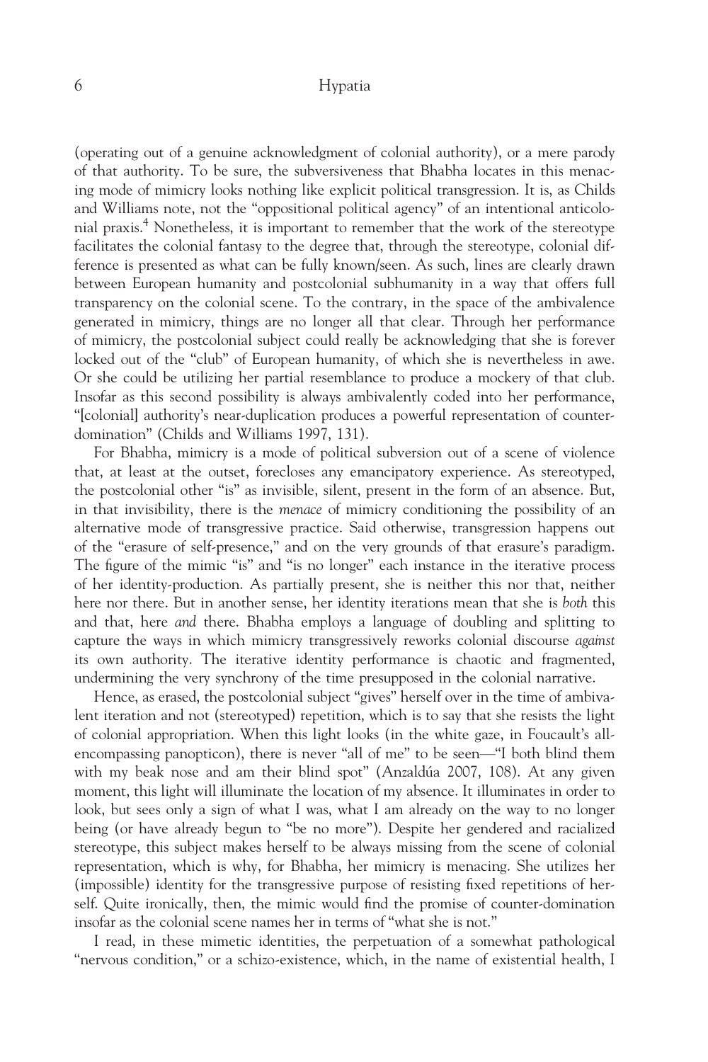(operating out of a genuine acknowledgment of colonial authority), or a mere parody of that authority. To be sure, the subversiveness that Bhabha locates in this menacing mode of mimicry looks nothing like explicit political transgression. It is, as Childs and Williams note, not the "oppositional political agency" of an intentional anticolonial praxis.[4] Nonetheless, it is important to remember that the work of the stereotype facilitates the colonial fantasy to the degree that, through the stereotype, colonial difference is presented as what can be fully known/seen. As such, lines are clearly drawn between European humanity and postcolonial subhumanity in a way that offers full transparency on the colonial scene. To the contrary, in the space of the ambivalence generated in mimicry, things are no longer all that clear. Through her performance of mimicry, the postcolonial subject could really be acknowledging that she is forever locked out of the "club" of European humanity, of which she is nevertheless in awe. Or she could be utilizing her partial resemblance to produce a mockery of that club. Insofar as this second possibility is always ambivalently coded into her performance, "[colonial] authority's near-duplication produces a powerful representation of counter-domination" (Childs and Williams 1997, 131).

For Bhabha, mimicry is a mode of political subversion out of a scene of violence that, at least at the outset, forecloses any emancipatory experience. As stereotyped, the postcolonial other "is" as invisible, silent, present in the form of an absence. But, in that invisibility, there is the *menace* of mimicry conditioning the possibility of an alternative mode of transgressive practice. Said otherwise, transgression happens out of the "erasure of self-presence," and on the very grounds of that erasure's paradigm. The figure of the mimic "is" and "is no longer" each instance in the iterative process of her identity-production. As partially present, she is neither this nor that, neither here nor there. But in another sense, her identity iterations mean that she is *both* this and that, here *and* there. Bhabha employs a language of doubling and splitting to capture the ways in which mimicry transgressively reworks colonial discourse *against* its own authority. The iterative identity performance is chaotic and fragmented, undermining the very synchrony of the time presupposed in the colonial narrative.

Hence, as erased, the postcolonial subject "gives" herself over in the time of ambivalent iteration and not (stereotyped) repetition, which is to say that she resists the light of colonial appropriation. When this light looks (in the white gaze, in Foucault's all-encompassing panopticon), there is never "all of me" to be seen—"I both blind them with my beak nose and am their blind spot" (Anzaldúa 2007, 108). At any given moment, this light will illuminate the location of my absence. It illuminates in order to look, but sees only a sign of what I was, what I am already on the way to no longer being (or have already begun to "be no more"). Despite her gendered and racialized stereotype, this subject makes herself to be always missing from the scene of colonial representation, which is why, for Bhabha, her mimicry is menacing. She utilizes her (impossible) identity for the transgressive purpose of resisting fixed repetitions of herself. Quite ironically, then, the mimic would find the promise of counter-domination insofar as the colonial scene names her in terms of "what she is not."

I read, in these mimetic identities, the perpetuation of a somewhat pathological "nervous condition," or a schizo-existence, which, in the name of existential health, I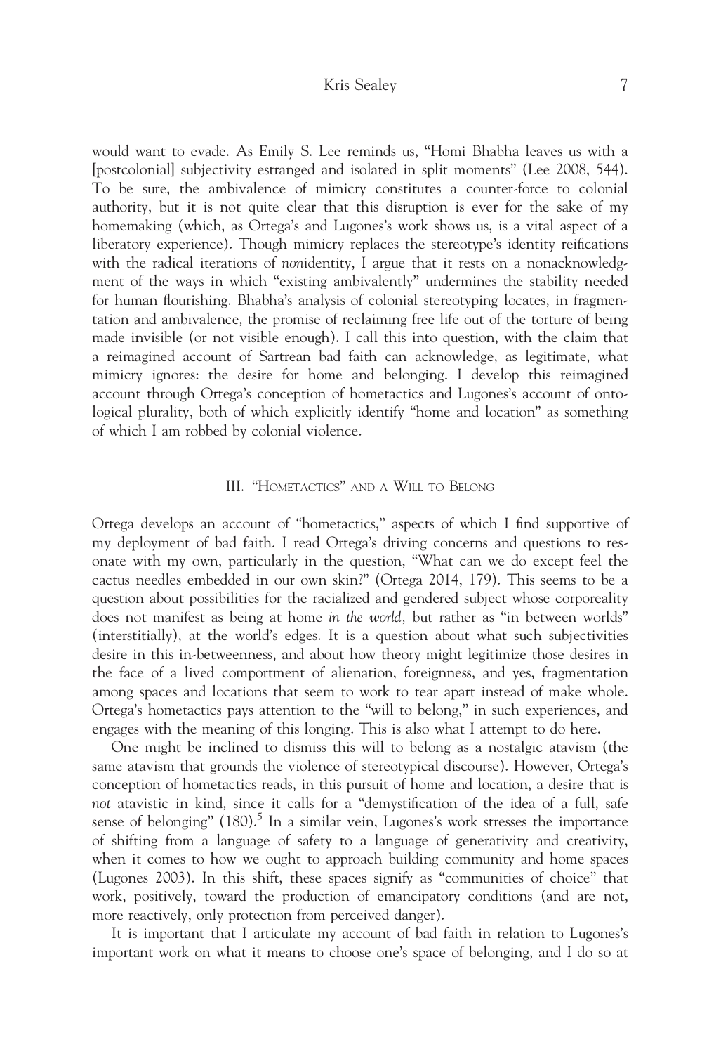would want to evade. As Emily S. Lee reminds us, "Homi Bhabha leaves us with a [postcolonial] subjectivity estranged and isolated in split moments" (Lee 2008, 544). To be sure, the ambivalence of mimicry constitutes a counter-force to colonial authority, but it is not quite clear that this disruption is ever for the sake of my homemaking (which, as Ortega's and Lugones's work shows us, is a vital aspect of a liberatory experience). Though mimicry replaces the stereotype's identity reifications with the radical iterations of *non*identity, I argue that it rests on a nonacknowledgment of the ways in which "existing ambivalently" undermines the stability needed for human flourishing. Bhabha's analysis of colonial stereotyping locates, in fragmentation and ambivalence, the promise of reclaiming free life out of the torture of being made invisible (or not visible enough). I call this into question, with the claim that a reimagined account of Sartrean bad faith can acknowledge, as legitimate, what mimicry ignores: the desire for home and belonging. I develop this reimagined account through Ortega's conception of hometactics and Lugones's account of ontological plurality, both of which explicitly identify "home and location" as something of which I am robbed by colonial violence.

## III. "Hometactics" and a Will to Belong

Ortega develops an account of "hometactics," aspects of which I find supportive of my deployment of bad faith. I read Ortega's driving concerns and questions to resonate with my own, particularly in the question, "What can we do except feel the cactus needles embedded in our own skin?" (Ortega 2014, 179). This seems to be a question about possibilities for the racialized and gendered subject whose corporeality does not manifest as being at home *in the world,* but rather as "in between worlds" (interstitially), at the world's edges. It is a question about what such subjectivities desire in this in-betweenness, and about how theory might legitimize those desires in the face of a lived comportment of alienation, foreignness, and yes, fragmentation among spaces and locations that seem to work to tear apart instead of make whole. Ortega's hometactics pays attention to the "will to belong," in such experiences, and engages with the meaning of this longing. This is also what I attempt to do here.

One might be inclined to dismiss this will to belong as a nostalgic atavism (the same atavism that grounds the violence of stereotypical discourse). However, Ortega's conception of hometactics reads, in this pursuit of home and location, a desire that is *not* atavistic in kind, since it calls for a "demystification of the idea of a full, safe sense of belonging" (180).[5] In a similar vein, Lugones's work stresses the importance of shifting from a language of safety to a language of generativity and creativity, when it comes to how we ought to approach building community and home spaces (Lugones 2003). In this shift, these spaces signify as "communities of choice" that work, positively, toward the production of emancipatory conditions (and are not, more reactively, only protection from perceived danger).

It is important that I articulate my account of bad faith in relation to Lugones's important work on what it means to choose one's space of belonging, and I do so at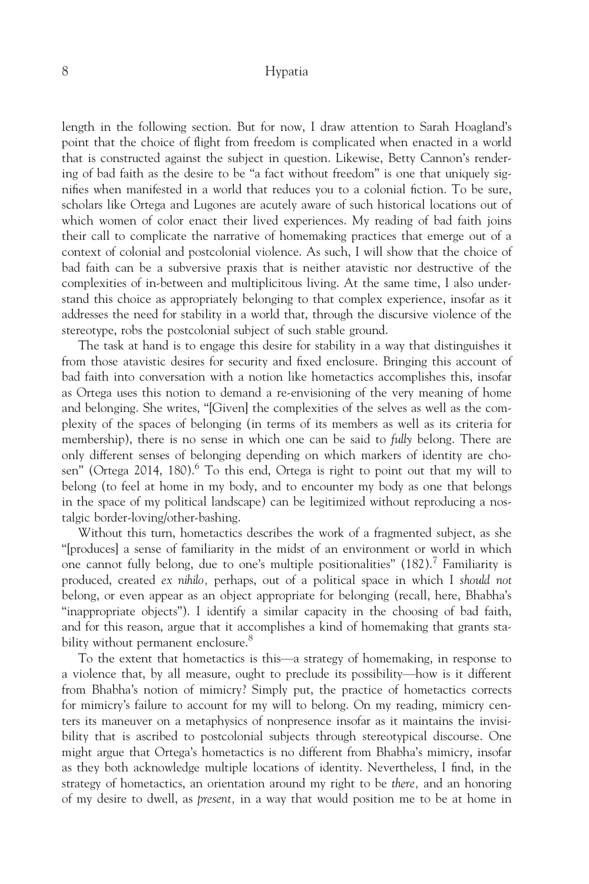length in the following section. But for now, I draw attention to Sarah Hoagland's point that the choice of flight from freedom is complicated when enacted in a world that is constructed against the subject in question. Likewise, Betty Cannon's rendering of bad faith as the desire to be "a fact without freedom" is one that uniquely signifies when manifested in a world that reduces you to a colonial fiction. To be sure, scholars like Ortega and Lugones are acutely aware of such historical locations out of which women of color enact their lived experiences. My reading of bad faith joins their call to complicate the narrative of homemaking practices that emerge out of a context of colonial and postcolonial violence. As such, I will show that the choice of bad faith can be a subversive praxis that is neither atavistic nor destructive of the complexities of in-between and multiplicitous living. At the same time, I also understand this choice as appropriately belonging to that complex experience, insofar as it addresses the need for stability in a world that, through the discursive violence of the stereotype, robs the postcolonial subject of such stable ground.

The task at hand is to engage this desire for stability in a way that distinguishes it from those atavistic desires for security and fixed enclosure. Bringing this account of bad faith into conversation with a notion like hometactics accomplishes this, insofar as Ortega uses this notion to demand a re-envisioning of the very meaning of home and belonging. She writes, "[Given] the complexities of the selves as well as the complexity of the spaces of belonging (in terms of its members as well as its criteria for membership), there is no sense in which one can be said to *fully* belong. There are only different senses of belonging depending on which markers of identity are chosen" (Ortega 2014, 180).[6] To this end, Ortega is right to point out that my will to belong (to feel at home in my body, and to encounter my body as one that belongs in the space of my political landscape) can be legitimized without reproducing a nostalgic border-loving/other-bashing.

Without this turn, hometactics describes the work of a fragmented subject, as she "[produces] a sense of familiarity in the midst of an environment or world in which one cannot fully belong, due to one's multiple positionalities" (182).[7] Familiarity is produced, created *ex nihilo*, perhaps, out of a political space in which I *should not* belong, or even appear as an object appropriate for belonging (recall, here, Bhabha's "inappropriate objects"). I identify a similar capacity in the choosing of bad faith, and for this reason, argue that it accomplishes a kind of homemaking that grants stability without permanent enclosure.[8]

To the extent that hometactics is this—a strategy of homemaking, in response to a violence that, by all measure, ought to preclude its possibility—how is it different from Bhabha's notion of mimicry? Simply put, the practice of hometactics corrects for mimicry's failure to account for my will to belong. On my reading, mimicry centers its maneuver on a metaphysics of nonpresence insofar as it maintains the invisibility that is ascribed to postcolonial subjects through stereotypical discourse. One might argue that Ortega's hometactics is no different from Bhabha's mimicry, insofar as they both acknowledge multiple locations of identity. Nevertheless, I find, in the strategy of hometactics, an orientation around my right to be *there,* and an honoring of my desire to dwell, as *present,* in a way that would position me to be at home in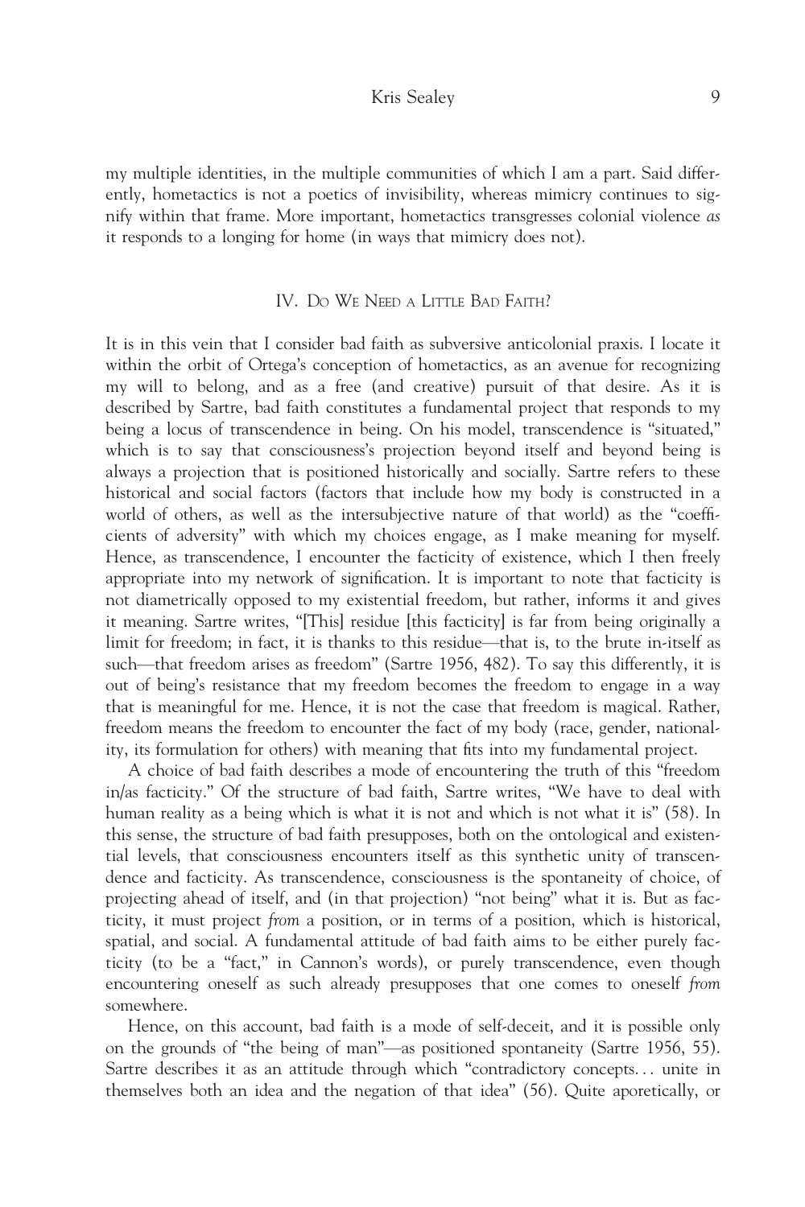my multiple identities, in the multiple communities of which I am a part. Said differently, hometactics is not a poetics of invisibility, whereas mimicry continues to signify within that frame. More important, hometactics transgresses colonial violence *as* it responds to a longing for home (in ways that mimicry does not).

## IV. Do We Need a Little Bad Faith?

It is in this vein that I consider bad faith as subversive anticolonial praxis. I locate it within the orbit of Ortega's conception of hometactics, as an avenue for recognizing my will to belong, and as a free (and creative) pursuit of that desire. As it is described by Sartre, bad faith constitutes a fundamental project that responds to my being a locus of transcendence in being. On his model, transcendence is "situated," which is to say that consciousness's projection beyond itself and beyond being is always a projection that is positioned historically and socially. Sartre refers to these historical and social factors (factors that include how my body is constructed in a world of others, as well as the intersubjective nature of that world) as the "coefficients of adversity" with which my choices engage, as I make meaning for myself. Hence, as transcendence, I encounter the facticity of existence, which I then freely appropriate into my network of signification. It is important to note that facticity is not diametrically opposed to my existential freedom, but rather, informs it and gives it meaning. Sartre writes, "[This] residue [this facticity] is far from being originally a limit for freedom; in fact, it is thanks to this residue—that is, to the brute in-itself as such—that freedom arises as freedom" (Sartre 1956, 482). To say this differently, it is out of being's resistance that my freedom becomes the freedom to engage in a way that is meaningful for me. Hence, it is not the case that freedom is magical. Rather, freedom means the freedom to encounter the fact of my body (race, gender, nationality, its formulation for others) with meaning that fits into my fundamental project.

A choice of bad faith describes a mode of encountering the truth of this "freedom in/as facticity." Of the structure of bad faith, Sartre writes, "We have to deal with human reality as a being which is what it is not and which is not what it is" (58). In this sense, the structure of bad faith presupposes, both on the ontological and existential levels, that consciousness encounters itself as this synthetic unity of transcendence and facticity. As transcendence, consciousness is the spontaneity of choice, of projecting ahead of itself, and (in that projection) "not being" what it is. But as facticity, it must project *from* a position, or in terms of a position, which is historical, spatial, and social. A fundamental attitude of bad faith aims to be either purely facticity (to be a "fact," in Cannon's words), or purely transcendence, even though encountering oneself as such already presupposes that one comes to oneself *from* somewhere.

Hence, on this account, bad faith is a mode of self-deceit, and it is possible only on the grounds of "the being of man"—as positioned spontaneity (Sartre 1956, 55). Sartre describes it as an attitude through which "contradictory concepts… unite in themselves both an idea and the negation of that idea" (56). Quite aporetically, or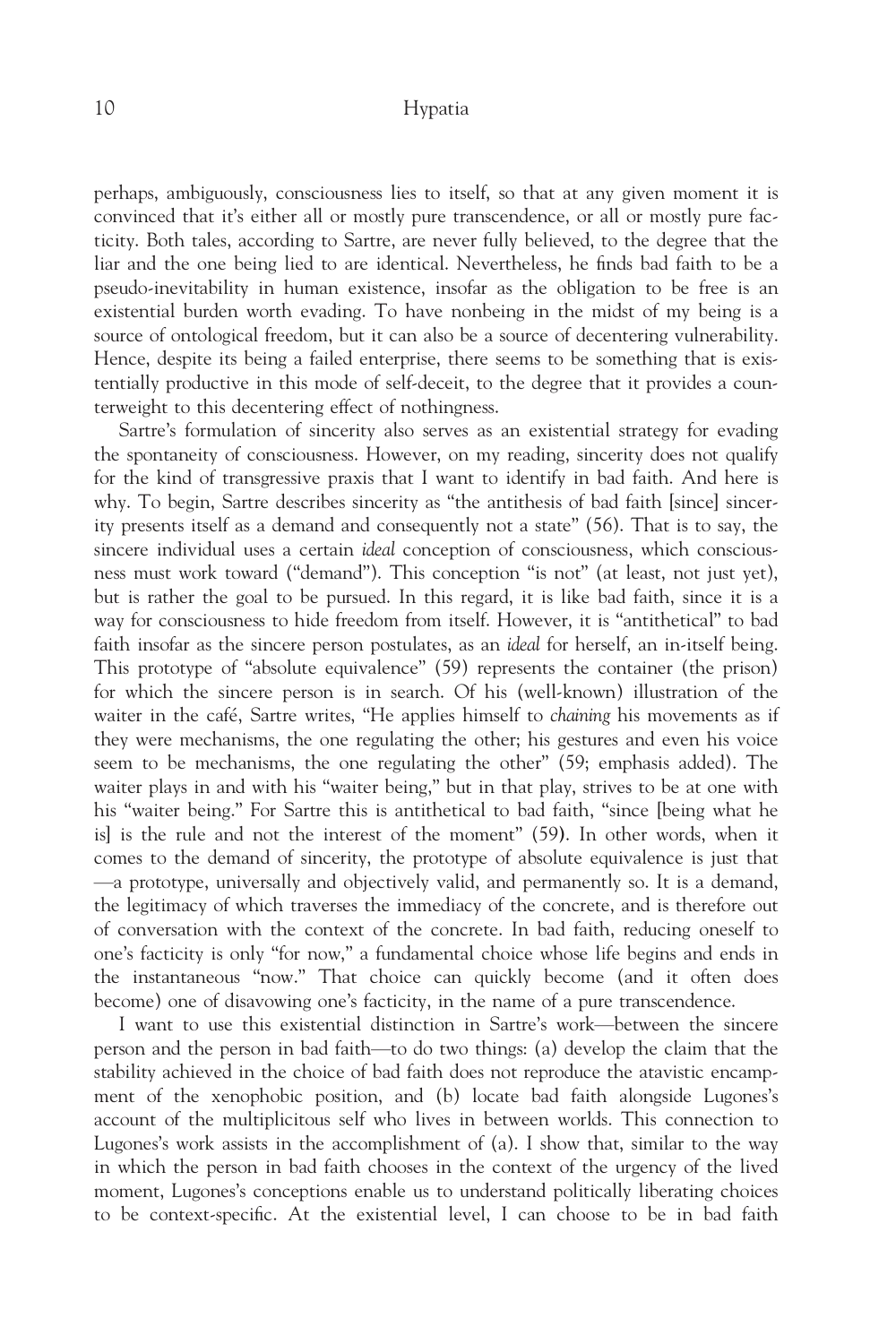perhaps, ambiguously, consciousness lies to itself, so that at any given moment it is convinced that it's either all or mostly pure transcendence, or all or mostly pure facticity. Both tales, according to Sartre, are never fully believed, to the degree that the liar and the one being lied to are identical. Nevertheless, he finds bad faith to be a pseudo-inevitability in human existence, insofar as the obligation to be free is an existential burden worth evading. To have nonbeing in the midst of my being is a source of ontological freedom, but it can also be a source of decentering vulnerability. Hence, despite its being a failed enterprise, there seems to be something that is existentially productive in this mode of self-deceit, to the degree that it provides a counterweight to this decentering effect of nothingness.

Sartre's formulation of sincerity also serves as an existential strategy for evading the spontaneity of consciousness. However, on my reading, sincerity does not qualify for the kind of transgressive praxis that I want to identify in bad faith. And here is why. To begin, Sartre describes sincerity as "the antithesis of bad faith [since] sincerity presents itself as a demand and consequently not a state" (56). That is to say, the sincere individual uses a certain *ideal* conception of consciousness, which consciousness must work toward ("demand"). This conception "is not" (at least, not just yet), but is rather the goal to be pursued. In this regard, it is like bad faith, since it is a way for consciousness to hide freedom from itself. However, it is "antithetical" to bad faith insofar as the sincere person postulates, as an *ideal* for herself, an in-itself being. This prototype of "absolute equivalence" (59) represents the container (the prison) for which the sincere person is in search. Of his (well-known) illustration of the waiter in the café, Sartre writes, "He applies himself to *chaining* his movements as if they were mechanisms, the one regulating the other; his gestures and even his voice seem to be mechanisms, the one regulating the other" (59; emphasis added). The waiter plays in and with his "waiter being," but in that play, strives to be at one with his "waiter being." For Sartre this is antithetical to bad faith, "since [being what he is] is the rule and not the interest of the moment" (59). In other words, when it comes to the demand of sincerity, the prototype of absolute equivalence is just that—a prototype, universally and objectively valid, and permanently so. It is a demand, the legitimacy of which traverses the immediacy of the concrete, and is therefore out of conversation with the context of the concrete. In bad faith, reducing oneself to one's facticity is only "for now," a fundamental choice whose life begins and ends in the instantaneous "now." That choice can quickly become (and it often does become) one of disavowing one's facticity, in the name of a pure transcendence.

I want to use this existential distinction in Sartre's work—between the sincere person and the person in bad faith—to do two things: (a) develop the claim that the stability achieved in the choice of bad faith does not reproduce the atavistic encampment of the xenophobic position, and (b) locate bad faith alongside Lugones's account of the multiplicitous self who lives in between worlds. This connection to Lugones's work assists in the accomplishment of (a). I show that, similar to the way in which the person in bad faith chooses in the context of the urgency of the lived moment, Lugones's conceptions enable us to understand politically liberating choices to be context-specific. At the existential level, I can choose to be in bad faith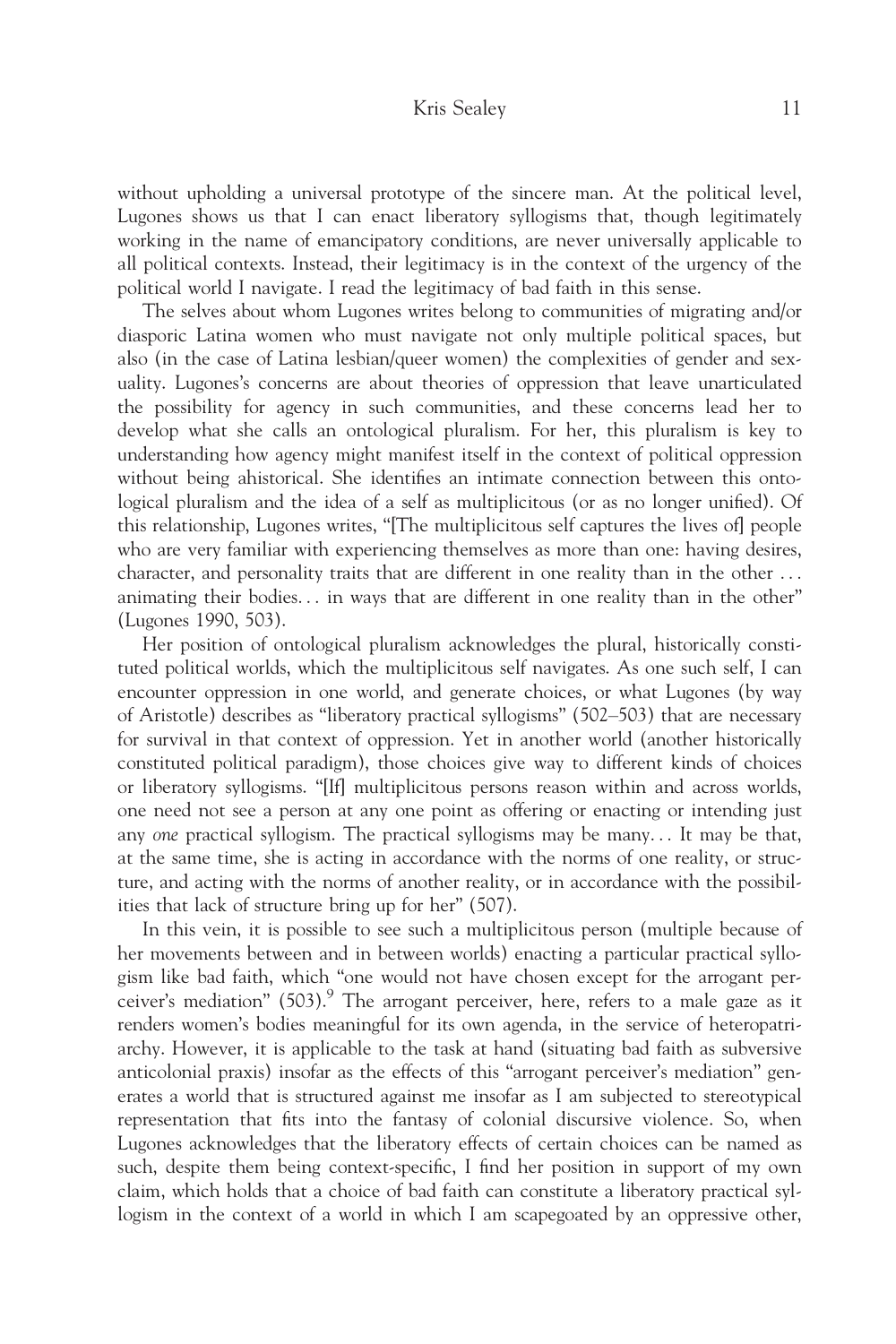without upholding a universal prototype of the sincere man. At the political level, Lugones shows us that I can enact liberatory syllogisms that, though legitimately working in the name of emancipatory conditions, are never universally applicable to all political contexts. Instead, their legitimacy is in the context of the urgency of the political world I navigate. I read the legitimacy of bad faith in this sense.

The selves about whom Lugones writes belong to communities of migrating and/or diasporic Latina women who must navigate not only multiple political spaces, but also (in the case of Latina lesbian/queer women) the complexities of gender and sexuality. Lugones's concerns are about theories of oppression that leave unarticulated the possibility for agency in such communities, and these concerns lead her to develop what she calls an ontological pluralism. For her, this pluralism is key to understanding how agency might manifest itself in the context of political oppression without being ahistorical. She identifies an intimate connection between this ontological pluralism and the idea of a self as multiplicitous (or as no longer unified). Of this relationship, Lugones writes, "[The multiplicitous self captures the lives of] people who are very familiar with experiencing themselves as more than one: having desires, character, and personality traits that are different in one reality than in the other . . . animating their bodies. . . in ways that are different in one reality than in the other" (Lugones 1990, 503).

Her position of ontological pluralism acknowledges the plural, historically constituted political worlds, which the multiplicitous self navigates. As one such self, I can encounter oppression in one world, and generate choices, or what Lugones (by way of Aristotle) describes as "liberatory practical syllogisms" (502–503) that are necessary for survival in that context of oppression. Yet in another world (another historically constituted political paradigm), those choices give way to different kinds of choices or liberatory syllogisms. "[If] multiplicitous persons reason within and across worlds, one need not see a person at any one point as offering or enacting or intending just any *one* practical syllogism. The practical syllogisms may be many. . . It may be that, at the same time, she is acting in accordance with the norms of one reality, or structure, and acting with the norms of another reality, or in accordance with the possibilities that lack of structure bring up for her" (507).

In this vein, it is possible to see such a multiplicitous person (multiple because of her movements between and in between worlds) enacting a particular practical syllogism like bad faith, which "one would not have chosen except for the arrogant perceiver's mediation" (503).[9] The arrogant perceiver, here, refers to a male gaze as it renders women's bodies meaningful for its own agenda, in the service of heteropatriarchy. However, it is applicable to the task at hand (situating bad faith as subversive anticolonial praxis) insofar as the effects of this "arrogant perceiver's mediation" generates a world that is structured against me insofar as I am subjected to stereotypical representation that fits into the fantasy of colonial discursive violence. So, when Lugones acknowledges that the liberatory effects of certain choices can be named as such, despite them being context-specific, I find her position in support of my own claim, which holds that a choice of bad faith can constitute a liberatory practical syllogism in the context of a world in which I am scapegoated by an oppressive other,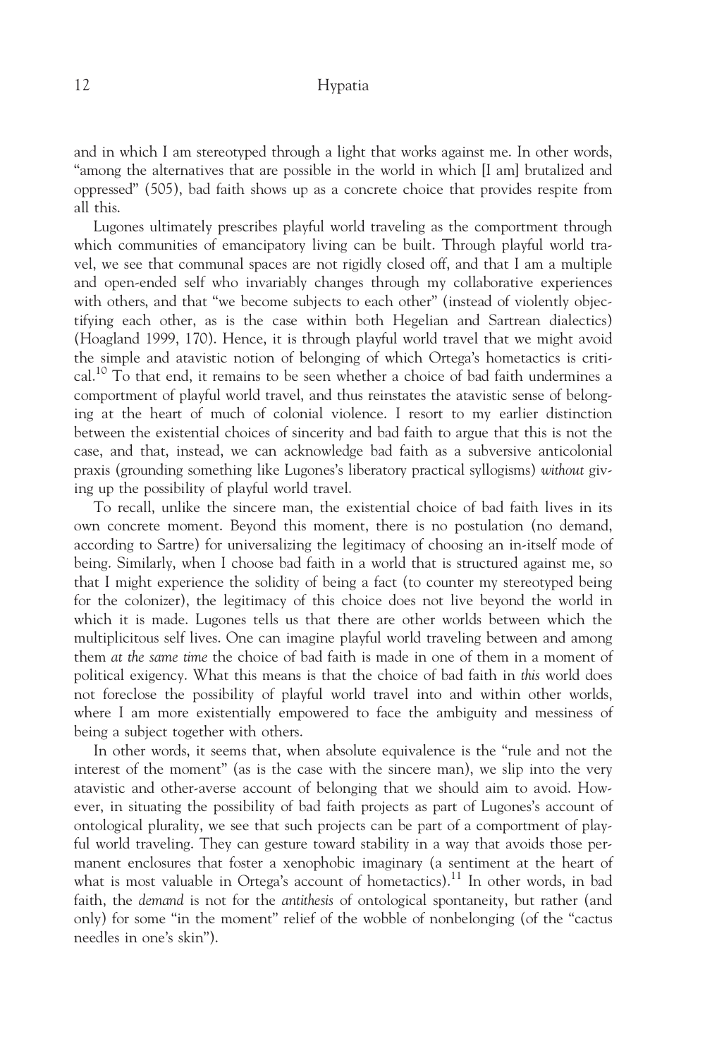and in which I am stereotyped through a light that works against me. In other words, "among the alternatives that are possible in the world in which [I am] brutalized and oppressed" (505), bad faith shows up as a concrete choice that provides respite from all this.

Lugones ultimately prescribes playful world traveling as the comportment through which communities of emancipatory living can be built. Through playful world travel, we see that communal spaces are not rigidly closed off, and that I am a multiple and open-ended self who invariably changes through my collaborative experiences with others, and that "we become subjects to each other" (instead of violently objectifying each other, as is the case within both Hegelian and Sartrean dialectics) (Hoagland 1999, 170). Hence, it is through playful world travel that we might avoid the simple and atavistic notion of belonging of which Ortega's hometactics is critical.[10] To that end, it remains to be seen whether a choice of bad faith undermines a comportment of playful world travel, and thus reinstates the atavistic sense of belonging at the heart of much of colonial violence. I resort to my earlier distinction between the existential choices of sincerity and bad faith to argue that this is not the case, and that, instead, we can acknowledge bad faith as a subversive anticolonial praxis (grounding something like Lugones's liberatory practical syllogisms) *without* giving up the possibility of playful world travel.

To recall, unlike the sincere man, the existential choice of bad faith lives in its own concrete moment. Beyond this moment, there is no postulation (no demand, according to Sartre) for universalizing the legitimacy of choosing an in-itself mode of being. Similarly, when I choose bad faith in a world that is structured against me, so that I might experience the solidity of being a fact (to counter my stereotyped being for the colonizer), the legitimacy of this choice does not live beyond the world in which it is made. Lugones tells us that there are other worlds between which the multiplicitous self lives. One can imagine playful world traveling between and among them *at the same time* the choice of bad faith is made in one of them in a moment of political exigency. What this means is that the choice of bad faith in *this* world does not foreclose the possibility of playful world travel into and within other worlds, where I am more existentially empowered to face the ambiguity and messiness of being a subject together with others.

In other words, it seems that, when absolute equivalence is the "rule and not the interest of the moment" (as is the case with the sincere man), we slip into the very atavistic and other-averse account of belonging that we should aim to avoid. However, in situating the possibility of bad faith projects as part of Lugones's account of ontological plurality, we see that such projects can be part of a comportment of playful world traveling. They can gesture toward stability in a way that avoids those permanent enclosures that foster a xenophobic imaginary (a sentiment at the heart of what is most valuable in Ortega's account of hometactics).[11] In other words, in bad faith, the *demand* is not for the *antithesis* of ontological spontaneity, but rather (and only) for some "in the moment" relief of the wobble of nonbelonging (of the "cactus needles in one's skin").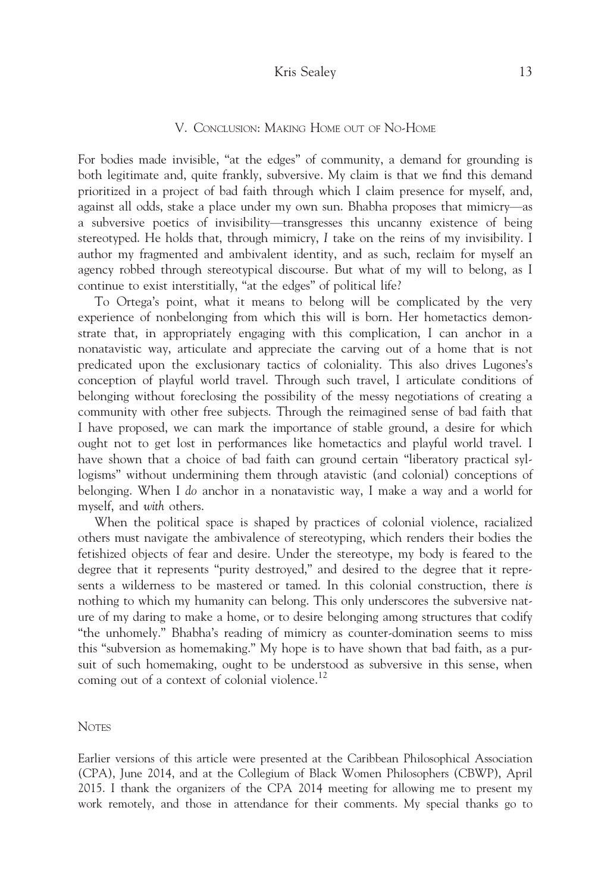## V. Conclusion: Making Home out of No-Home

For bodies made invisible, "at the edges" of community, a demand for grounding is both legitimate and, quite frankly, subversive. My claim is that we find this demand prioritized in a project of bad faith through which I claim presence for myself, and, against all odds, stake a place under my own sun. Bhabha proposes that mimicry—as a subversive poetics of invisibility—transgresses this uncanny existence of being stereotyped. He holds that, through mimicry, *I* take on the reins of my invisibility. I author my fragmented and ambivalent identity, and as such, reclaim for myself an agency robbed through stereotypical discourse. But what of my will to belong, as I continue to exist interstitially, "at the edges" of political life?

To Ortega's point, what it means to belong will be complicated by the very experience of nonbelonging from which this will is born. Her hometactics demonstrate that, in appropriately engaging with this complication, I can anchor in a nonatavistic way, articulate and appreciate the carving out of a home that is not predicated upon the exclusionary tactics of coloniality. This also drives Lugones's conception of playful world travel. Through such travel, I articulate conditions of belonging without foreclosing the possibility of the messy negotiations of creating a community with other free subjects. Through the reimagined sense of bad faith that I have proposed, we can mark the importance of stable ground, a desire for which ought not to get lost in performances like hometactics and playful world travel. I have shown that a choice of bad faith can ground certain "liberatory practical syllogisms" without undermining them through atavistic (and colonial) conceptions of belonging. When I *do* anchor in a nonatavistic way, I make a way and a world for myself, and *with* others.

When the political space is shaped by practices of colonial violence, racialized others must navigate the ambivalence of stereotyping, which renders their bodies the fetishized objects of fear and desire. Under the stereotype, my body is feared to the degree that it represents "purity destroyed," and desired to the degree that it represents a wilderness to be mastered or tamed. In this colonial construction, there *is* nothing to which my humanity can belong. This only underscores the subversive nature of my daring to make a home, or to desire belonging among structures that codify "the unhomely." Bhabha's reading of mimicry as counter-domination seems to miss this "subversion as homemaking." My hope is to have shown that bad faith, as a pursuit of such homemaking, ought to be understood as subversive in this sense, when coming out of a context of colonial violence.[12]

## Notes

Earlier versions of this article were presented at the Caribbean Philosophical Association (CPA), June 2014, and at the Collegium of Black Women Philosophers (CBWP), April 2015. I thank the organizers of the CPA 2014 meeting for allowing me to present my work remotely, and those in attendance for their comments. My special thanks go to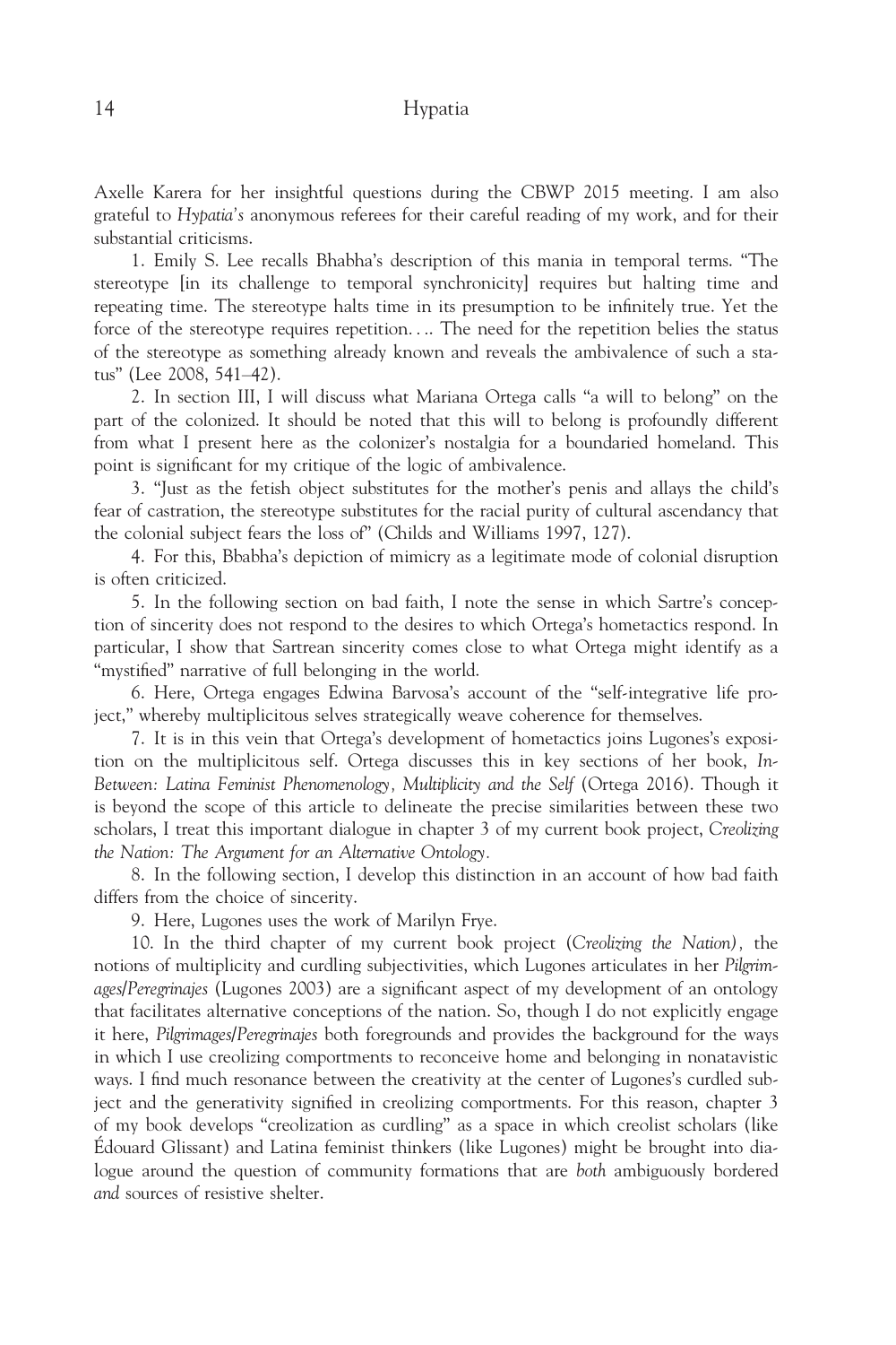Axelle Karera for her insightful questions during the CBWP 2015 meeting. I am also grateful to *Hypatia's* anonymous referees for their careful reading of my work, and for their substantial criticisms.

1. Emily S. Lee recalls Bhabha's description of this mania in temporal terms. "The stereotype [in its challenge to temporal synchronicity] requires but halting time and repeating time. The stereotype halts time in its presumption to be infinitely true. Yet the force of the stereotype requires repetition…. The need for the repetition belies the status of the stereotype as something already known and reveals the ambivalence of such a status" (Lee 2008, 541–42).

2. In section III, I will discuss what Mariana Ortega calls "a will to belong" on the part of the colonized. It should be noted that this will to belong is profoundly different from what I present here as the colonizer's nostalgia for a boundaried homeland. This point is significant for my critique of the logic of ambivalence.

3. "Just as the fetish object substitutes for the mother's penis and allays the child's fear of castration, the stereotype substitutes for the racial purity of cultural ascendancy that the colonial subject fears the loss of" (Childs and Williams 1997, 127).

4. For this, Bbabha's depiction of mimicry as a legitimate mode of colonial disruption is often criticized.

5. In the following section on bad faith, I note the sense in which Sartre's conception of sincerity does not respond to the desires to which Ortega's hometactics respond. In particular, I show that Sartrean sincerity comes close to what Ortega might identify as a "mystified" narrative of full belonging in the world.

6. Here, Ortega engages Edwina Barvosa's account of the "self-integrative life project," whereby multiplicitous selves strategically weave coherence for themselves.

7. It is in this vein that Ortega's development of hometactics joins Lugones's exposition on the multiplicitous self. Ortega discusses this in key sections of her book, *In-Between: Latina Feminist Phenomenology, Multiplicity and the Self* (Ortega 2016). Though it is beyond the scope of this article to delineate the precise similarities between these two scholars, I treat this important dialogue in chapter 3 of my current book project, *Creolizing the Nation: The Argument for an Alternative Ontology.*

8. In the following section, I develop this distinction in an account of how bad faith differs from the choice of sincerity.

9. Here, Lugones uses the work of Marilyn Frye.

10. In the third chapter of my current book project (*Creolizing the Nation),* the notions of multiplicity and curdling subjectivities, which Lugones articulates in her *Pilgrimages/Peregrinajes* (Lugones 2003) are a significant aspect of my development of an ontology that facilitates alternative conceptions of the nation. So, though I do not explicitly engage it here, *Pilgrimages/Peregrinajes* both foregrounds and provides the background for the ways in which I use creolizing comportments to reconceive home and belonging in nonatavistic ways. I find much resonance between the creativity at the center of Lugones's curdled subject and the generativity signified in creolizing comportments. For this reason, chapter 3 of my book develops "creolization as curdling" as a space in which creolist scholars (like Édouard Glissant) and Latina feminist thinkers (like Lugones) might be brought into dialogue around the question of community formations that are *both* ambiguously bordered *and* sources of resistive shelter.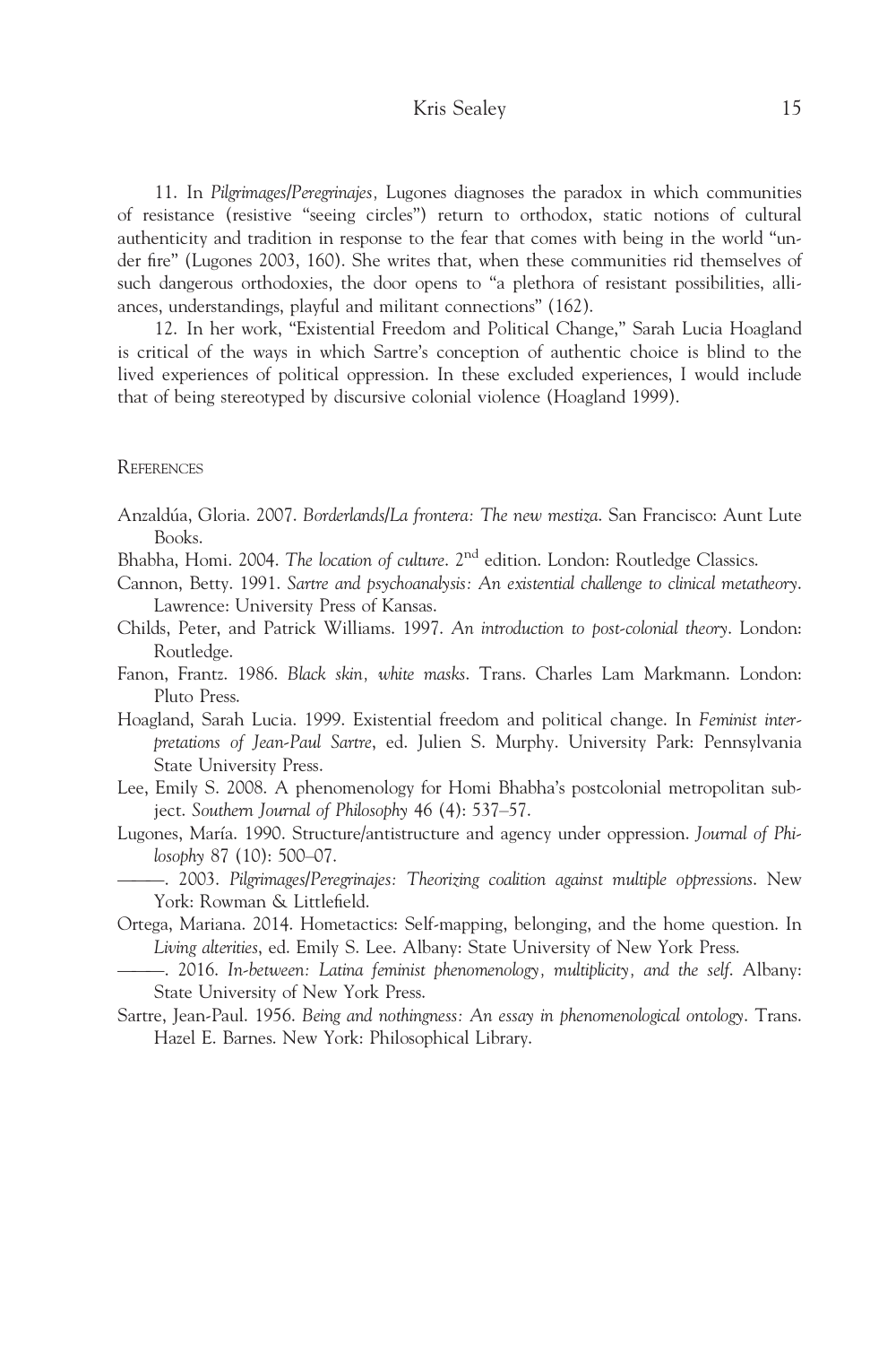11. In *Pilgrimages/Peregrinajes,* Lugones diagnoses the paradox in which communities of resistance (resistive "seeing circles") return to orthodox, static notions of cultural authenticity and tradition in response to the fear that comes with being in the world "under fire" (Lugones 2003, 160). She writes that, when these communities rid themselves of such dangerous orthodoxies, the door opens to "a plethora of resistant possibilities, alliances, understandings, playful and militant connections" (162).

12. In her work, "Existential Freedom and Political Change," Sarah Lucia Hoagland is critical of the ways in which Sartre's conception of authentic choice is blind to the lived experiences of political oppression. In these excluded experiences, I would include that of being stereotyped by discursive colonial violence (Hoagland 1999).

## References

Anzaldúa, Gloria. 2007. *Borderlands/La frontera: The new mestiza*. San Francisco: Aunt Lute Books.

Bhabha, Homi. 2004. *The location of culture*. 2nd edition. London: Routledge Classics.

Cannon, Betty. 1991. *Sartre and psychoanalysis: An existential challenge to clinical metatheory*. Lawrence: University Press of Kansas.

Childs, Peter, and Patrick Williams. 1997. *An introduction to post-colonial theory*. London: Routledge.

Fanon, Frantz. 1986. *Black skin, white masks*. Trans. Charles Lam Markmann. London: Pluto Press.

Hoagland, Sarah Lucia. 1999. Existential freedom and political change. In *Feminist interpretations of Jean-Paul Sartre*, ed. Julien S. Murphy. University Park: Pennsylvania State University Press.

Lee, Emily S. 2008. A phenomenology for Homi Bhabha's postcolonial metropolitan subject. *Southern Journal of Philosophy* 46 (4): 537–57.

Lugones, María. 1990. Structure/antistructure and agency under oppression. *Journal of Philosophy* 87 (10): 500–07.

———. 2003. *Pilgrimages/Peregrinajes: Theorizing coalition against multiple oppressions*. New York: Rowman & Littlefield.

Ortega, Mariana. 2014. Hometactics: Self-mapping, belonging, and the home question. In *Living alterities*, ed. Emily S. Lee. Albany: State University of New York Press.

———. 2016. *In-between: Latina feminist phenomenology, multiplicity, and the self*. Albany: State University of New York Press.

Sartre, Jean-Paul. 1956. *Being and nothingness: An essay in phenomenological ontology*. Trans. Hazel E. Barnes. New York: Philosophical Library.